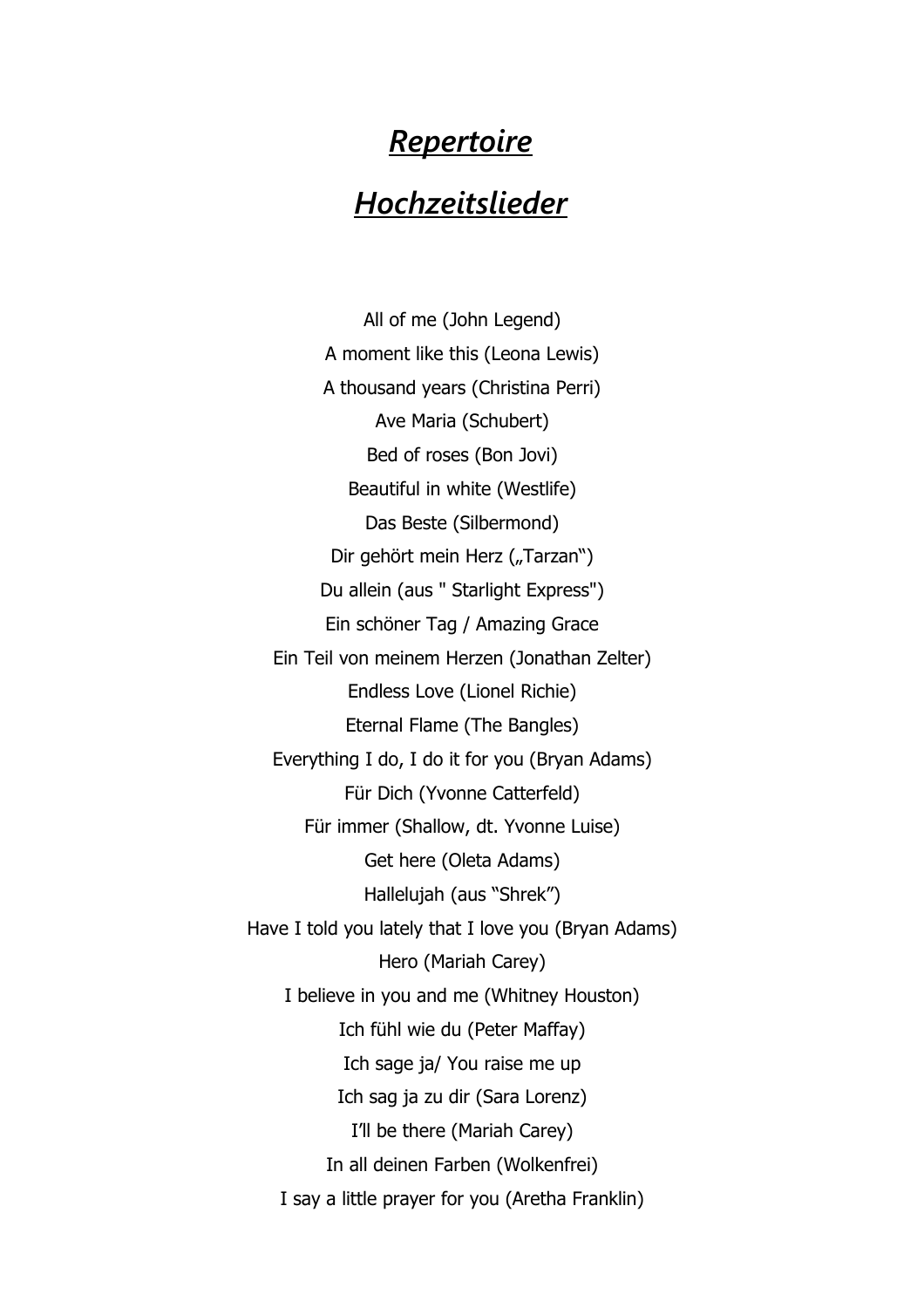# ***Repertoire***

# ***Hochzeitslieder***

All of me (John Legend)

A moment like this (Leona Lewis)

A thousand years (Christina Perri)

Ave Maria (Schubert)

Bed of roses (Bon Jovi)

Beautiful in white (Westlife)

Das Beste (Silbermond)

Dir gehört mein Herz („Tarzan“)

Du allein (aus " Starlight Express")

Ein schöner Tag / Amazing Grace

Ein Teil von meinem Herzen (Jonathan Zelter)

Endless Love (Lionel Richie)

Eternal Flame (The Bangles)

Everything I do, I do it for you (Bryan Adams)

Für Dich (Yvonne Catterfeld)

Für immer (Shallow, dt. Yvonne Luise)

Get here (Oleta Adams)

Hallelujah (aus "Shrek")

Have I told you lately that I love you (Bryan Adams)

Hero (Mariah Carey)

I believe in you and me (Whitney Houston)

Ich fühl wie du (Peter Maffay)

Ich sage ja/ You raise me up

Ich sag ja zu dir (Sara Lorenz)

I'll be there (Mariah Carey)

In all deinen Farben (Wolkenfrei)

I say a little prayer for you (Aretha Franklin)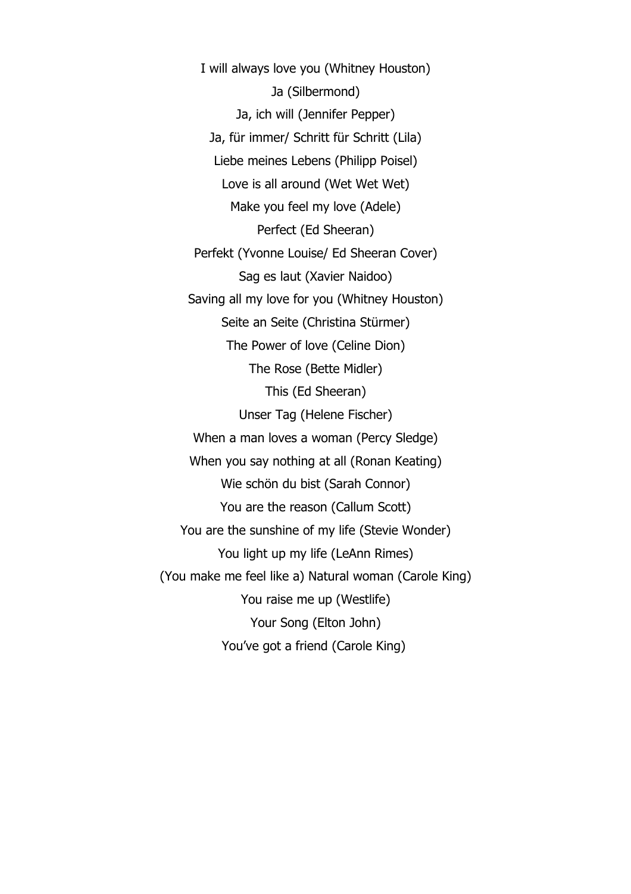I will always love you (Whitney Houston)

Ja (Silbermond)

Ja, ich will (Jennifer Pepper)

Ja, für immer/ Schritt für Schritt (Lila)

Liebe meines Lebens (Philipp Poisel)

Love is all around (Wet Wet Wet)

Make you feel my love (Adele)

Perfect (Ed Sheeran)

Perfekt (Yvonne Louise/ Ed Sheeran Cover)

Sag es laut (Xavier Naidoo)

Saving all my love for you (Whitney Houston)

Seite an Seite (Christina Stürmer)

The Power of love (Celine Dion)

The Rose (Bette Midler)

This (Ed Sheeran)

Unser Tag (Helene Fischer)

When a man loves a woman (Percy Sledge)

When you say nothing at all (Ronan Keating)

Wie schön du bist (Sarah Connor)

You are the reason (Callum Scott)

You are the sunshine of my life (Stevie Wonder)

You light up my life (LeAnn Rimes)

(You make me feel like a) Natural woman (Carole King)

You raise me up (Westlife)

Your Song (Elton John)

You've got a friend (Carole King)